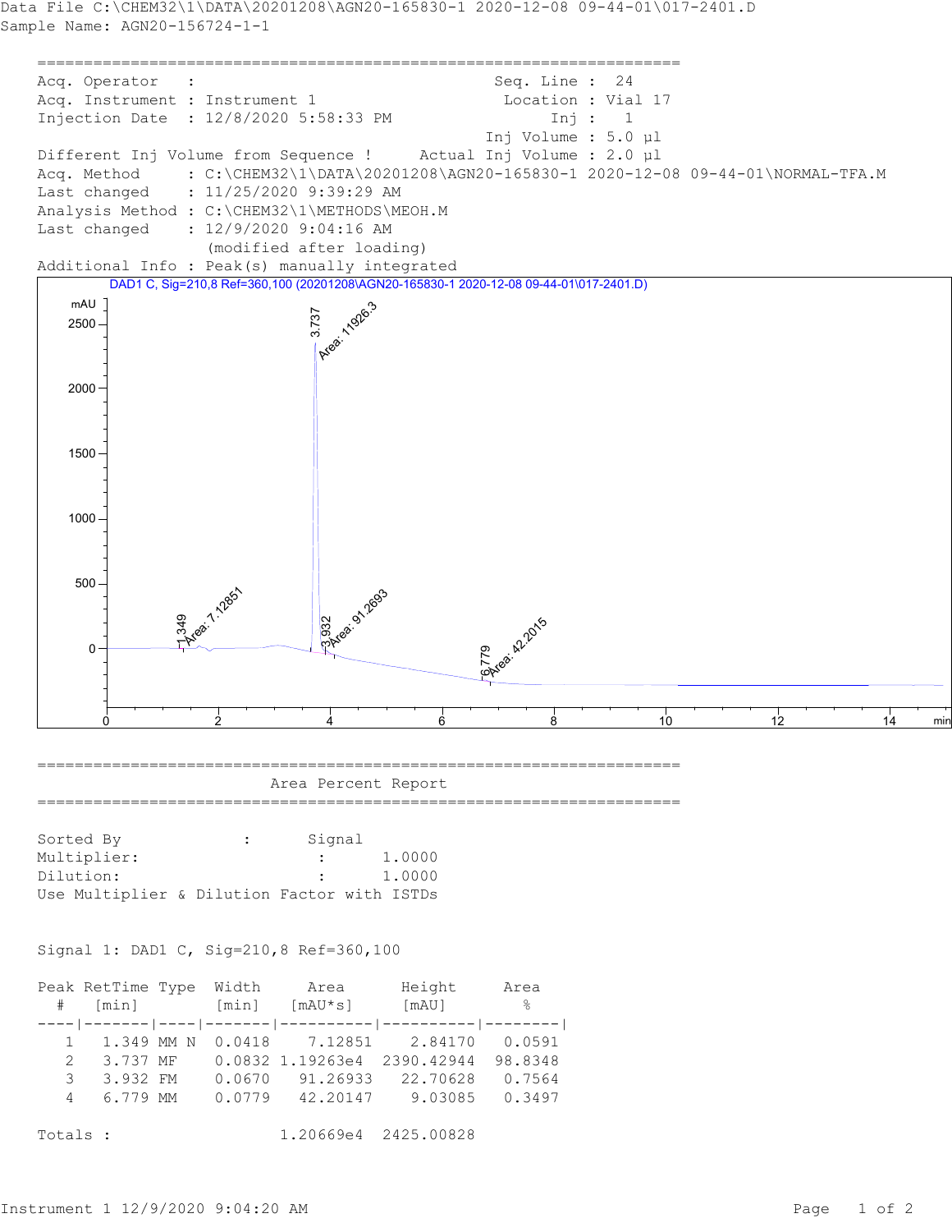Data File C:\CHEM32\1\DATA\20201208\AGN20-165830-1 2020-12-08 09-44-01\017-2401.D
Sample Name: AGN20-156724-1-1

```
=====================================================================
Acq. Operator   :                               Seq. Line :  24
Acq. Instrument : Instrument 1                   Location : Vial 17
Injection Date  : 12/8/2020 5:58:33 PM                Inj :   1
                                               Inj Volume : 5.0 µl
Different Inj Volume from Sequence !     Actual Inj Volume : 2.0 µl
Acq. Method     : C:\CHEM32\1\DATA\20201208\AGN20-165830-1 2020-12-08 09-44-01\NORMAL-TFA.M
Last changed    : 11/25/2020 9:39:29 AM
Analysis Method : C:\CHEM32\1\METHODS\MEOH.M
Last changed    : 12/9/2020 9:04:16 AM
                  (modified after loading)
Additional Info : Peak(s) manually integrated
```

DAD1 C, Sig=210,8 Ref=360,100 (20201208\AGN20-165830-1 2020-12-08 09-44-01\017-2401.D)

```
=====================================================================
                         Area Percent Report
=====================================================================

Sorted By             :      Signal
Multiplier:                    :      1.0000
Dilution:                      :      1.0000
Use Multiplier & Dilution Factor with ISTDs
```

Signal 1: DAD1 C, Sig=210,8 Ref=360,100

| Peak # | RetTime [min] | Type | Width [min] | Area [mAU*s] | Height [mAU] | Area % |
|---|---|---|---|---|---|---|
| 1 | 1.349 | MM N | 0.0418 | 7.12851 | 2.84170 | 0.0591 |
| 2 | 3.737 | MF | 0.0832 | 1.19263e4 | 2390.42944 | 98.8348 |
| 3 | 3.932 | FM | 0.0670 | 91.26933 | 22.70628 | 0.7564 |
| 4 | 6.779 | MM | 0.0779 | 42.20147 | 9.03085 | 0.3497 |

Totals : 1.20669e4 2425.00828

Instrument 1 12/9/2020 9:04:20 AM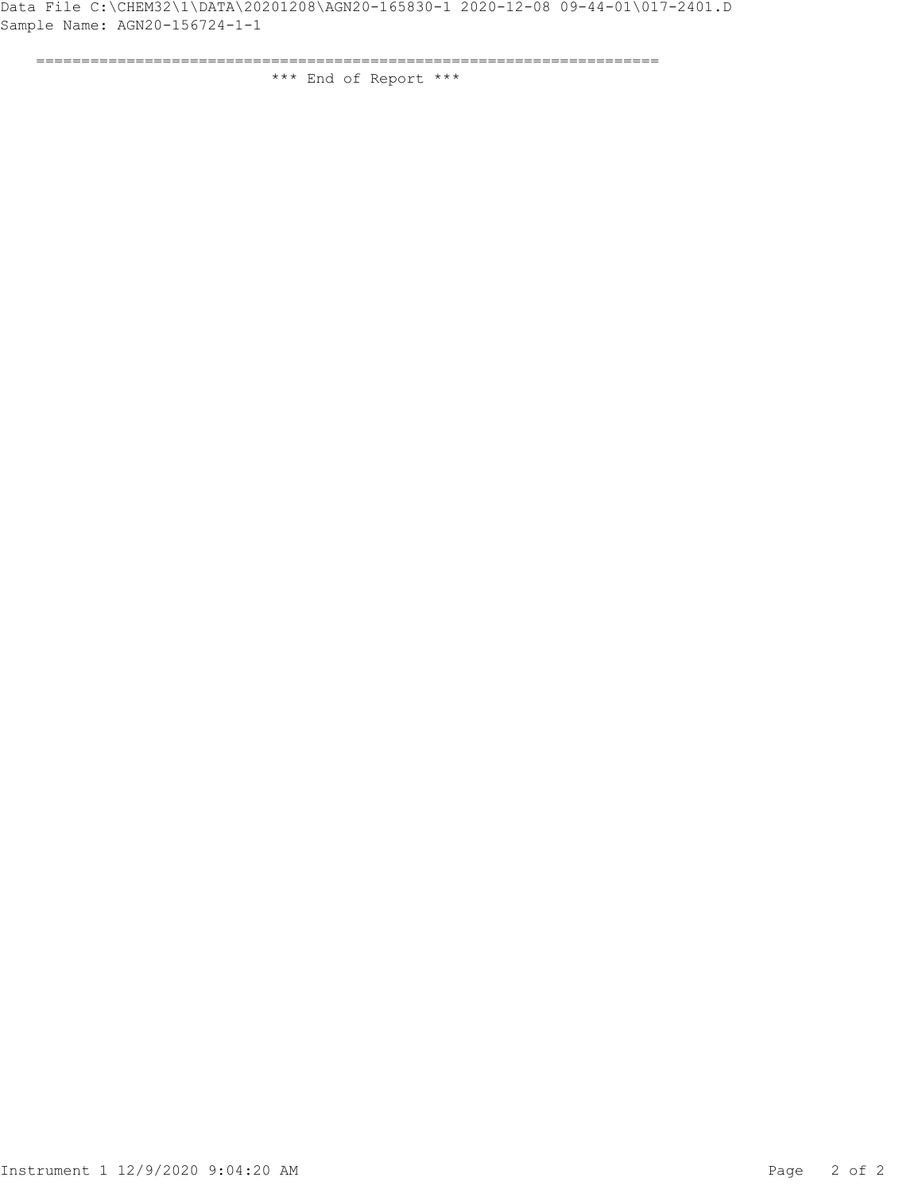Data File C:\CHEM32\1\DATA\20201208\AGN20-165830-1 2020-12-08 09-44-01\017-2401.D
Sample Name: AGN20-156724-1-1

==================================================================

*** End of Report ***